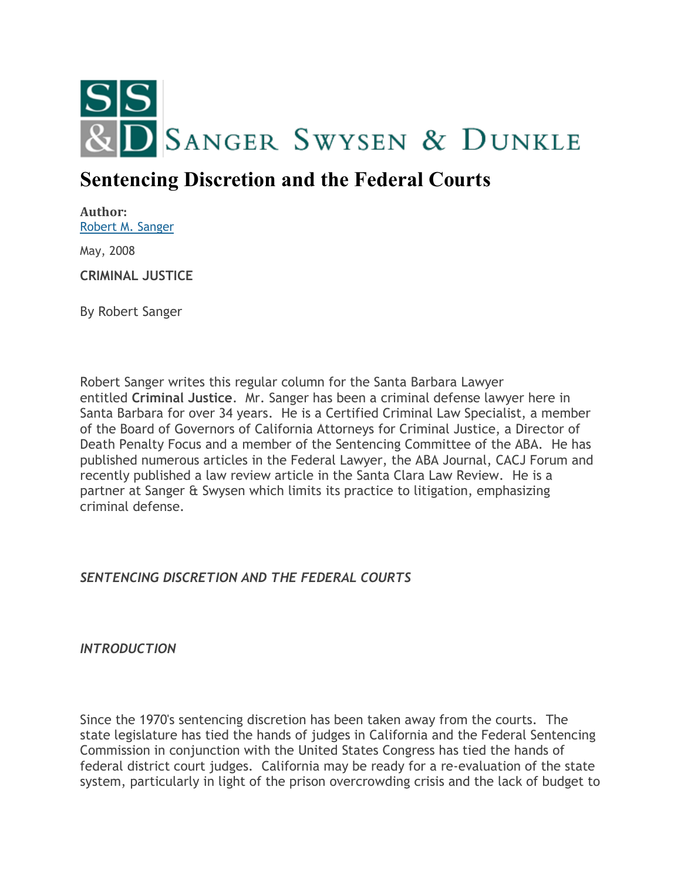SANGER SWYSEN & DUNKLE

# Sentencing Discretion and the Federal Courts

**Author:**
Robert M. Sanger

May, 2008

**CRIMINAL JUSTICE**

By Robert Sanger

Robert Sanger writes this regular column for the Santa Barbara Lawyer entitled **Criminal Justice**. Mr. Sanger has been a criminal defense lawyer here in Santa Barbara for over 34 years. He is a Certified Criminal Law Specialist, a member of the Board of Governors of California Attorneys for Criminal Justice, a Director of Death Penalty Focus and a member of the Sentencing Committee of the ABA. He has published numerous articles in the Federal Lawyer, the ABA Journal, CACJ Forum and recently published a law review article in the Santa Clara Law Review. He is a partner at Sanger & Swysen which limits its practice to litigation, emphasizing criminal defense.

*SENTENCING DISCRETION AND THE FEDERAL COURTS*

*INTRODUCTION*

Since the 1970's sentencing discretion has been taken away from the courts. The state legislature has tied the hands of judges in California and the Federal Sentencing Commission in conjunction with the United States Congress has tied the hands of federal district court judges. California may be ready for a re-evaluation of the state system, particularly in light of the prison overcrowding crisis and the lack of budget to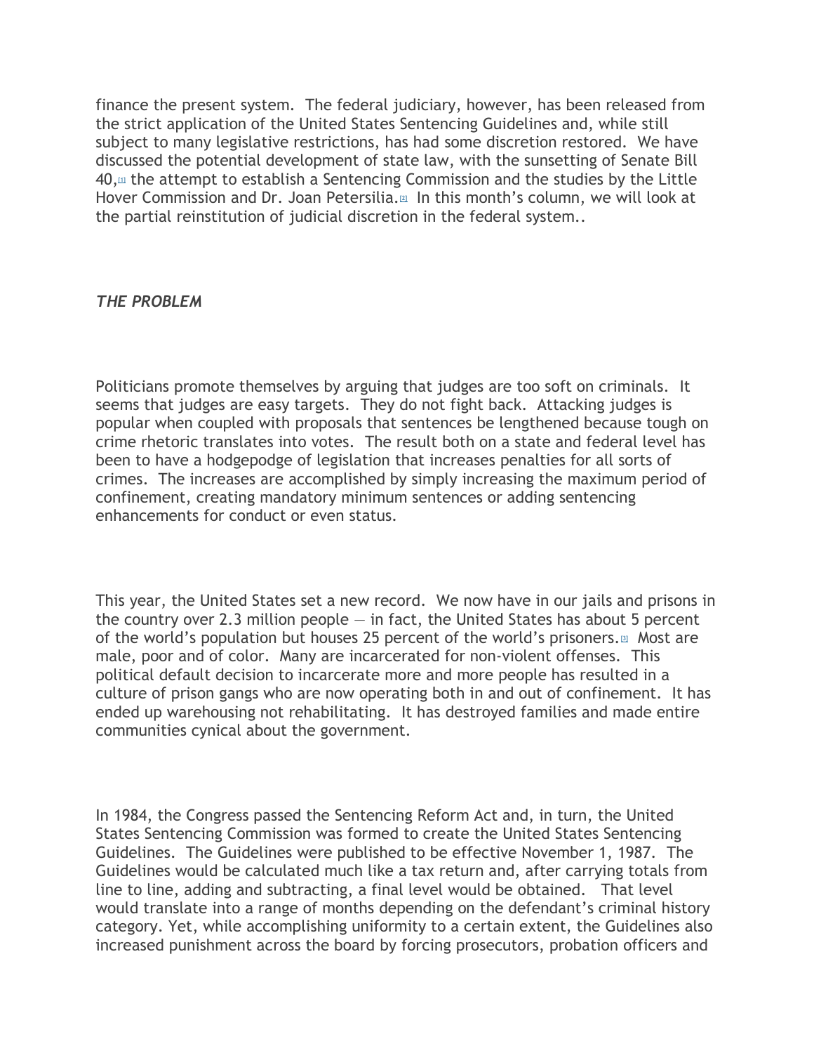finance the present system. The federal judiciary, however, has been released from the strict application of the United States Sentencing Guidelines and, while still subject to many legislative restrictions, has had some discretion restored. We have discussed the potential development of state law, with the sunsetting of Senate Bill 40,[1] the attempt to establish a Sentencing Commission and the studies by the Little Hover Commission and Dr. Joan Petersilia.[2] In this month's column, we will look at the partial reinstitution of judicial discretion in the federal system..

***THE PROBLEM***

Politicians promote themselves by arguing that judges are too soft on criminals. It seems that judges are easy targets. They do not fight back. Attacking judges is popular when coupled with proposals that sentences be lengthened because tough on crime rhetoric translates into votes. The result both on a state and federal level has been to have a hodgepodge of legislation that increases penalties for all sorts of crimes. The increases are accomplished by simply increasing the maximum period of confinement, creating mandatory minimum sentences or adding sentencing enhancements for conduct or even status.

This year, the United States set a new record. We now have in our jails and prisons in the country over 2.3 million people — in fact, the United States has about 5 percent of the world's population but houses 25 percent of the world's prisoners.[3] Most are male, poor and of color. Many are incarcerated for non-violent offenses. This political default decision to incarcerate more and more people has resulted in a culture of prison gangs who are now operating both in and out of confinement. It has ended up warehousing not rehabilitating. It has destroyed families and made entire communities cynical about the government.

In 1984, the Congress passed the Sentencing Reform Act and, in turn, the United States Sentencing Commission was formed to create the United States Sentencing Guidelines. The Guidelines were published to be effective November 1, 1987. The Guidelines would be calculated much like a tax return and, after carrying totals from line to line, adding and subtracting, a final level would be obtained. That level would translate into a range of months depending on the defendant's criminal history category. Yet, while accomplishing uniformity to a certain extent, the Guidelines also increased punishment across the board by forcing prosecutors, probation officers and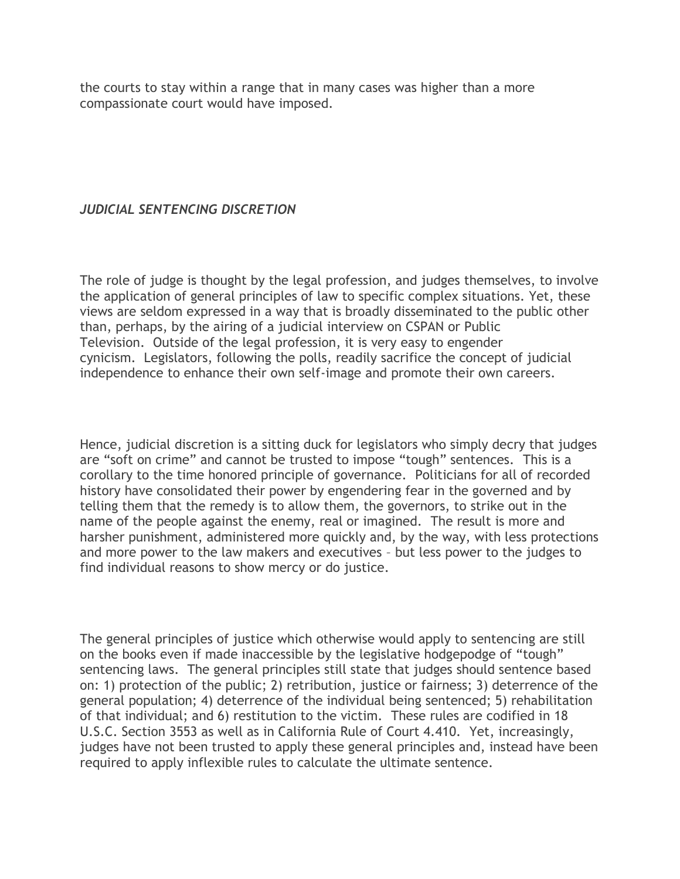the courts to stay within a range that in many cases was higher than a more compassionate court would have imposed.

***JUDICIAL SENTENCING DISCRETION***

The role of judge is thought by the legal profession, and judges themselves, to involve the application of general principles of law to specific complex situations. Yet, these views are seldom expressed in a way that is broadly disseminated to the public other than, perhaps, by the airing of a judicial interview on CSPAN or Public Television. Outside of the legal profession, it is very easy to engender cynicism. Legislators, following the polls, readily sacrifice the concept of judicial independence to enhance their own self-image and promote their own careers.

Hence, judicial discretion is a sitting duck for legislators who simply decry that judges are "soft on crime" and cannot be trusted to impose "tough" sentences. This is a corollary to the time honored principle of governance. Politicians for all of recorded history have consolidated their power by engendering fear in the governed and by telling them that the remedy is to allow them, the governors, to strike out in the name of the people against the enemy, real or imagined. The result is more and harsher punishment, administered more quickly and, by the way, with less protections and more power to the law makers and executives – but less power to the judges to find individual reasons to show mercy or do justice.

The general principles of justice which otherwise would apply to sentencing are still on the books even if made inaccessible by the legislative hodgepodge of "tough" sentencing laws. The general principles still state that judges should sentence based on: 1) protection of the public; 2) retribution, justice or fairness; 3) deterrence of the general population; 4) deterrence of the individual being sentenced; 5) rehabilitation of that individual; and 6) restitution to the victim. These rules are codified in 18 U.S.C. Section 3553 as well as in California Rule of Court 4.410. Yet, increasingly, judges have not been trusted to apply these general principles and, instead have been required to apply inflexible rules to calculate the ultimate sentence.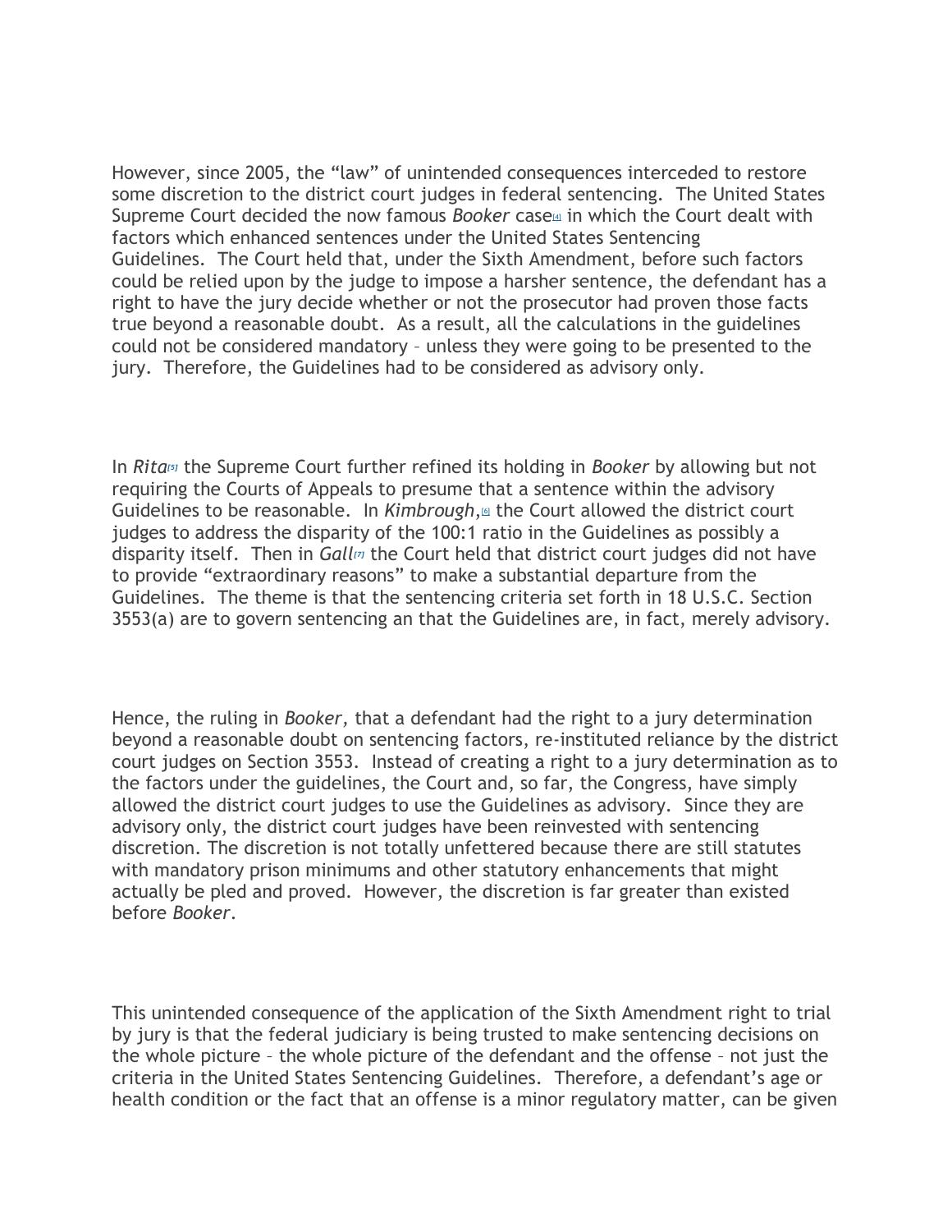However, since 2005, the “law” of unintended consequences interceded to restore some discretion to the district court judges in federal sentencing. The United States Supreme Court decided the now famous *Booker* case[4] in which the Court dealt with factors which enhanced sentences under the United States Sentencing Guidelines. The Court held that, under the Sixth Amendment, before such factors could be relied upon by the judge to impose a harsher sentence, the defendant has a right to have the jury decide whether or not the prosecutor had proven those facts true beyond a reasonable doubt. As a result, all the calculations in the guidelines could not be considered mandatory – unless they were going to be presented to the jury. Therefore, the Guidelines had to be considered as advisory only.

In *Rita*[5] the Supreme Court further refined its holding in *Booker* by allowing but not requiring the Courts of Appeals to presume that a sentence within the advisory Guidelines to be reasonable. In *Kimbrough*,[6] the Court allowed the district court judges to address the disparity of the 100:1 ratio in the Guidelines as possibly a disparity itself. Then in *Gall*[7] the Court held that district court judges did not have to provide “extraordinary reasons” to make a substantial departure from the Guidelines. The theme is that the sentencing criteria set forth in 18 U.S.C. Section 3553(a) are to govern sentencing an that the Guidelines are, in fact, merely advisory.

Hence, the ruling in *Booker*, that a defendant had the right to a jury determination beyond a reasonable doubt on sentencing factors, re-instituted reliance by the district court judges on Section 3553. Instead of creating a right to a jury determination as to the factors under the guidelines, the Court and, so far, the Congress, have simply allowed the district court judges to use the Guidelines as advisory. Since they are advisory only, the district court judges have been reinvested with sentencing discretion. The discretion is not totally unfettered because there are still statutes with mandatory prison minimums and other statutory enhancements that might actually be pled and proved. However, the discretion is far greater than existed before *Booker*.

This unintended consequence of the application of the Sixth Amendment right to trial by jury is that the federal judiciary is being trusted to make sentencing decisions on the whole picture – the whole picture of the defendant and the offense – not just the criteria in the United States Sentencing Guidelines. Therefore, a defendant’s age or health condition or the fact that an offense is a minor regulatory matter, can be given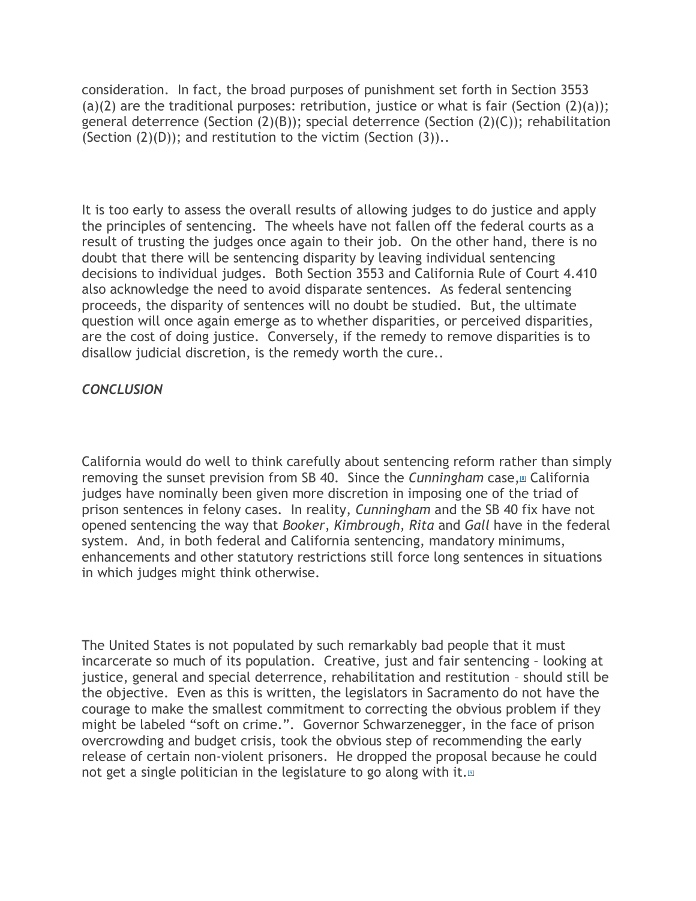consideration. In fact, the broad purposes of punishment set forth in Section 3553 (a)(2) are the traditional purposes: retribution, justice or what is fair (Section (2)(a)); general deterrence (Section (2)(B)); special deterrence (Section (2)(C)); rehabilitation (Section (2)(D)); and restitution to the victim (Section (3))..

It is too early to assess the overall results of allowing judges to do justice and apply the principles of sentencing. The wheels have not fallen off the federal courts as a result of trusting the judges once again to their job. On the other hand, there is no doubt that there will be sentencing disparity by leaving individual sentencing decisions to individual judges. Both Section 3553 and California Rule of Court 4.410 also acknowledge the need to avoid disparate sentences. As federal sentencing proceeds, the disparity of sentences will no doubt be studied. But, the ultimate question will once again emerge as to whether disparities, or perceived disparities, are the cost of doing justice. Conversely, if the remedy to remove disparities is to disallow judicial discretion, is the remedy worth the cure..

### *CONCLUSION*

California would do well to think carefully about sentencing reform rather than simply removing the sunset prevision from SB 40. Since the *Cunningham* case,[8] California judges have nominally been given more discretion in imposing one of the triad of prison sentences in felony cases. In reality, *Cunningham* and the SB 40 fix have not opened sentencing the way that *Booker*, *Kimbrough, Rita* and *Gall* have in the federal system. And, in both federal and California sentencing, mandatory minimums, enhancements and other statutory restrictions still force long sentences in situations in which judges might think otherwise.

The United States is not populated by such remarkably bad people that it must incarcerate so much of its population. Creative, just and fair sentencing – looking at justice, general and special deterrence, rehabilitation and restitution – should still be the objective. Even as this is written, the legislators in Sacramento do not have the courage to make the smallest commitment to correcting the obvious problem if they might be labeled "soft on crime.". Governor Schwarzenegger, in the face of prison overcrowding and budget crisis, took the obvious step of recommending the early release of certain non-violent prisoners. He dropped the proposal because he could not get a single politician in the legislature to go along with it.[9]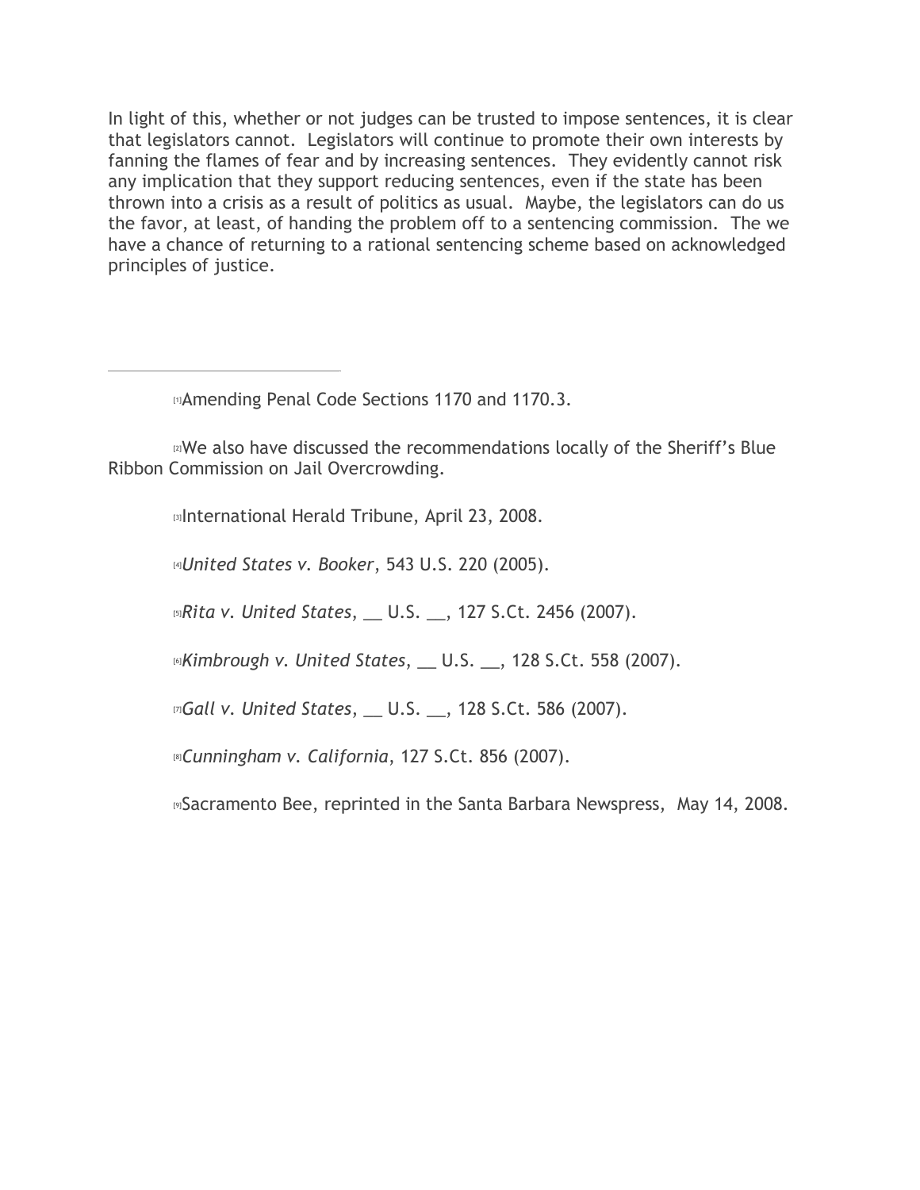In light of this, whether or not judges can be trusted to impose sentences, it is clear that legislators cannot. Legislators will continue to promote their own interests by fanning the flames of fear and by increasing sentences. They evidently cannot risk any implication that they support reducing sentences, even if the state has been thrown into a crisis as a result of politics as usual. Maybe, the legislators can do us the favor, at least, of handing the problem off to a sentencing commission. The we have a chance of returning to a rational sentencing scheme based on acknowledged principles of justice.

---

[1]Amending Penal Code Sections 1170 and 1170.3.

[2]We also have discussed the recommendations locally of the Sheriff's Blue Ribbon Commission on Jail Overcrowding.

[3]International Herald Tribune, April 23, 2008.

[4]*United States v. Booker*, 543 U.S. 220 (2005).

[5]*Rita v. United States*, __ U.S. __, 127 S.Ct. 2456 (2007).

[6]*Kimbrough v. United States*, __ U.S. __, 128 S.Ct. 558 (2007).

[7]*Gall v. United States*, __ U.S. __, 128 S.Ct. 586 (2007).

[8]*Cunningham v. California*, 127 S.Ct. 856 (2007).

[9]Sacramento Bee, reprinted in the Santa Barbara Newspress, May 14, 2008.